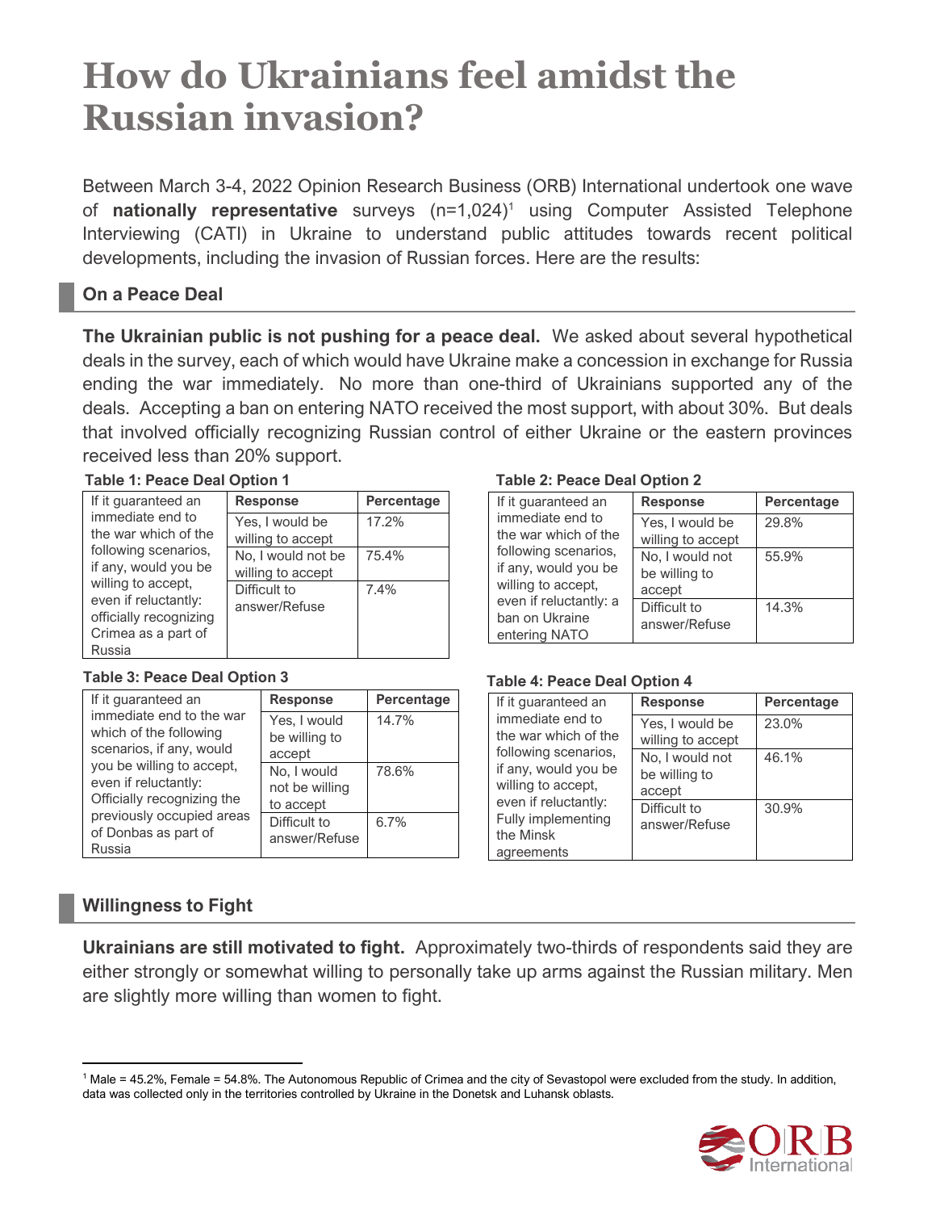# How do Ukrainians feel amidst the Russian invasion?

Between March 3-4, 2022 Opinion Research Business (ORB) International undertook one wave of **nationally representative** surveys (n=1,024)[1] using Computer Assisted Telephone Interviewing (CATI) in Ukraine to understand public attitudes towards recent political developments, including the invasion of Russian forces. Here are the results:

## On a Peace Deal

**The Ukrainian public is not pushing for a peace deal.** We asked about several hypothetical deals in the survey, each of which would have Ukraine make a concession in exchange for Russia ending the war immediately. No more than one-third of Ukrainians supported any of the deals. Accepting a ban on entering NATO received the most support, with about 30%. But deals that involved officially recognizing Russian control of either Ukraine or the eastern provinces received less than 20% support.

**Table 1: Peace Deal Option 1**

| If it guaranteed an immediate end to the war which of the following scenarios, if any, would you be willing to accept, even if reluctantly: officially recognizing Crimea as a part of Russia | Response | Percentage |
|---|---|---|
| | Yes, I would be willing to accept | 17.2% |
| | No, I would not be willing to accept | 75.4% |
| | Difficult to answer/Refuse | 7.4% |

**Table 2: Peace Deal Option 2**

| If it guaranteed an immediate end to the war which of the following scenarios, if any, would you be willing to accept, even if reluctantly: a ban on Ukraine entering NATO | Response | Percentage |
|---|---|---|
| | Yes, I would be willing to accept | 29.8% |
| | No, I would not be willing to accept | 55.9% |
| | Difficult to answer/Refuse | 14.3% |

**Table 3: Peace Deal Option 3**

| If it guaranteed an immediate end to the war which of the following scenarios, if any, would you be willing to accept, even if reluctantly: Officially recognizing the previously occupied areas of Donbas as part of Russia | Response | Percentage |
|---|---|---|
| | Yes, I would be willing to accept | 14.7% |
| | No, I would not be willing to accept | 78.6% |
| | Difficult to answer/Refuse | 6.7% |

**Table 4: Peace Deal Option 4**

| If it guaranteed an immediate end to the war which of the following scenarios, if any, would you be willing to accept, even if reluctantly: Fully implementing the Minsk agreements | Response | Percentage |
|---|---|---|
| | Yes, I would be willing to accept | 23.0% |
| | No, I would not be willing to accept | 46.1% |
| | Difficult to answer/Refuse | 30.9% |

## Willingness to Fight

**Ukrainians are still motivated to fight.** Approximately two-thirds of respondents said they are either strongly or somewhat willing to personally take up arms against the Russian military. Men are slightly more willing than women to fight.

[1] Male = 45.2%, Female = 54.8%. The Autonomous Republic of Crimea and the city of Sevastopol were excluded from the study. In addition, data was collected only in the territories controlled by Ukraine in the Donetsk and Luhansk oblasts.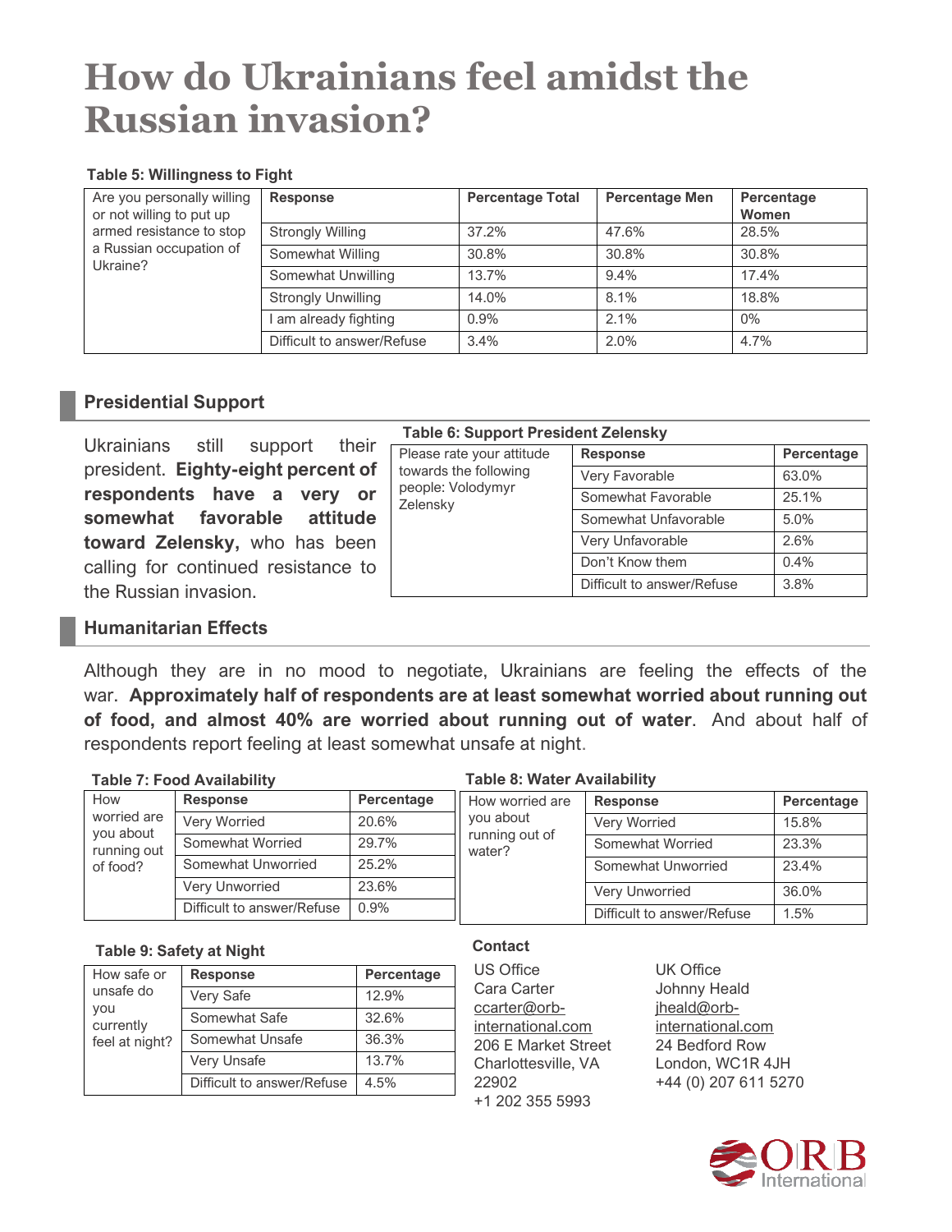# How do Ukrainians feel amidst the Russian invasion?

**Table 5: Willingness to Fight**

| | Response | Percentage Total | Percentage Men | Percentage Women |
|---|---|---|---|---|
| Are you personally willing or not willing to put up armed resistance to stop a Russian occupation of Ukraine? | Strongly Willing | 37.2% | 47.6% | 28.5% |
| | Somewhat Willing | 30.8% | 30.8% | 30.8% |
| | Somewhat Unwilling | 13.7% | 9.4% | 17.4% |
| | Strongly Unwilling | 14.0% | 8.1% | 18.8% |
| | I am already fighting | 0.9% | 2.1% | 0% |
| | Difficult to answer/Refuse | 3.4% | 2.0% | 4.7% |

## Presidential Support

Ukrainians still support their president. **Eighty-eight percent of respondents have a very or somewhat favorable attitude toward Zelensky,** who has been calling for continued resistance to the Russian invasion.

**Table 6: Support President Zelensky**

| | Response | Percentage |
|---|---|---|
| Please rate your attitude towards the following people: Volodymyr Zelensky | Very Favorable | 63.0% |
| | Somewhat Favorable | 25.1% |
| | Somewhat Unfavorable | 5.0% |
| | Very Unfavorable | 2.6% |
| | Don't Know them | 0.4% |
| | Difficult to answer/Refuse | 3.8% |

## Humanitarian Effects

Although they are in no mood to negotiate, Ukrainians are feeling the effects of the war. **Approximately half of respondents are at least somewhat worried about running out of food, and almost 40% are worried about running out of water**. And about half of respondents report feeling at least somewhat unsafe at night.

**Table 7: Food Availability**

| | Response | Percentage |
|---|---|---|
| How worried are you about running out of food? | Very Worried | 20.6% |
| | Somewhat Worried | 29.7% |
| | Somewhat Unworried | 25.2% |
| | Very Unworried | 23.6% |
| | Difficult to answer/Refuse | 0.9% |

**Table 8: Water Availability**

| | Response | Percentage |
|---|---|---|
| How worried are you about running out of water? | Very Worried | 15.8% |
| | Somewhat Worried | 23.3% |
| | Somewhat Unworried | 23.4% |
| | Very Unworried | 36.0% |
| | Difficult to answer/Refuse | 1.5% |

**Table 9: Safety at Night**

| | Response | Percentage |
|---|---|---|
| How safe or unsafe do you currently feel at night? | Very Safe | 12.9% |
| | Somewhat Safe | 32.6% |
| | Somewhat Unsafe | 36.3% |
| | Very Unsafe | 13.7% |
| | Difficult to answer/Refuse | 4.5% |

**Contact**

US Office
Cara Carter
ccarter@orb-international.com
206 E Market Street
Charlottesville, VA 22902
+1 202 355 5993

UK Office
Johnny Heald
jheald@orb-international.com
24 Bedford Row
London, WC1R 4JH
+44 (0) 207 611 5270

ORB International